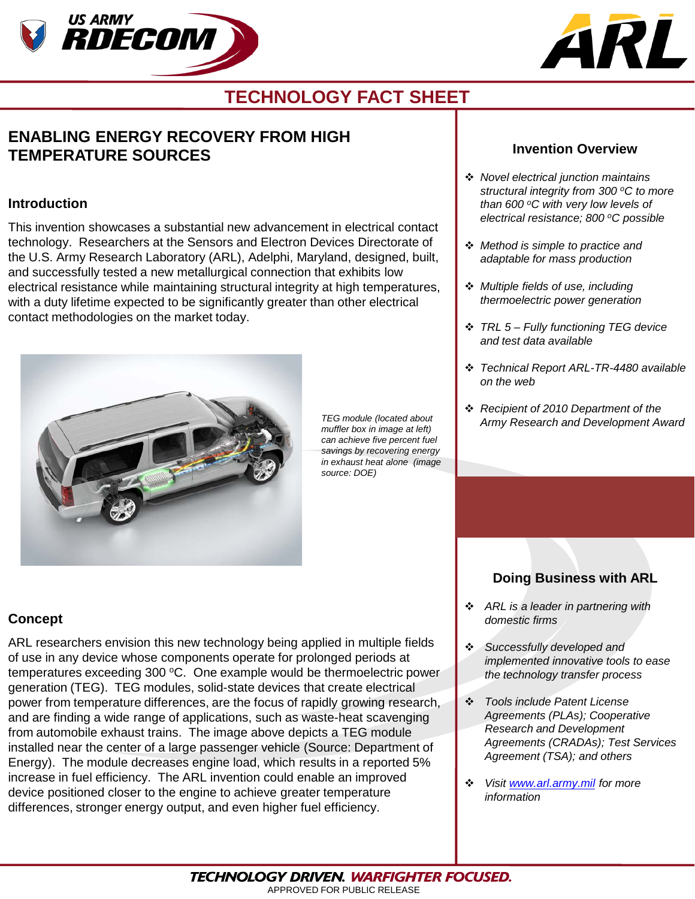# TECHNOLOGY FACT SHEET

## ENABLING ENERGY RECOVERY FROM HIGH TEMPERATURE SOURCES

### Introduction

This invention showcases a substantial new advancement in electrical contact technology. Researchers at the Sensors and Electron Devices Directorate of the U.S. Army Research Laboratory (ARL), Adelphi, Maryland, designed, built, and successfully tested a new metallurgical connection that exhibits low electrical resistance while maintaining structural integrity at high temperatures, with a duty lifetime expected to be significantly greater than other electrical contact methodologies on the market today.

*TEG module (located about muffler box in image at left) can achieve five percent fuel savings by recovering energy in exhaust heat alone (image source: DOE)*

### Concept

ARL researchers envision this new technology being applied in multiple fields of use in any device whose components operate for prolonged periods at temperatures exceeding 300 ºC. One example would be thermoelectric power generation (TEG). TEG modules, solid-state devices that create electrical power from temperature differences, are the focus of rapidly growing research, and are finding a wide range of applications, such as waste-heat scavenging from automobile exhaust trains. The image above depicts a TEG module installed near the center of a large passenger vehicle (Source: Department of Energy). The module decreases engine load, which results in a reported 5% increase in fuel efficiency. The ARL invention could enable an improved device positioned closer to the engine to achieve greater temperature differences, stronger energy output, and even higher fuel efficiency.

### Invention Overview

- *Novel electrical junction maintains structural integrity from 300 ºC to more than 600 ºC with very low levels of electrical resistance; 800 ºC possible*
- *Method is simple to practice and adaptable for mass production*
- *Multiple fields of use, including thermoelectric power generation*
- *TRL 5 – Fully functioning TEG device and test data available*
- *Technical Report ARL-TR-4480 available on the web*
- *Recipient of 2010 Department of the Army Research and Development Award*

### Doing Business with ARL

- *ARL is a leader in partnering with domestic firms*
- *Successfully developed and implemented innovative tools to ease the technology transfer process*
- *Tools include Patent License Agreements (PLAs); Cooperative Research and Development Agreements (CRADAs); Test Services Agreement (TSA); and others*
- *Visit www.arl.army.mil for more information*

**TECHNOLOGY DRIVEN. WARFIGHTER FOCUSED.**

APPROVED FOR PUBLIC RELEASE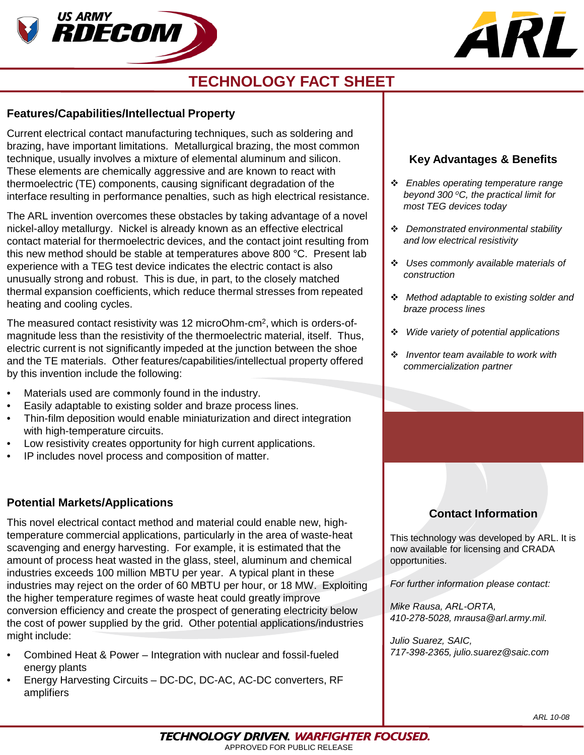# TECHNOLOGY FACT SHEET

## Features/Capabilities/Intellectual Property

Current electrical contact manufacturing techniques, such as soldering and brazing, have important limitations. Metallurgical brazing, the most common technique, usually involves a mixture of elemental aluminum and silicon. These elements are chemically aggressive and are known to react with thermoelectric (TE) components, causing significant degradation of the interface resulting in performance penalties, such as high electrical resistance.

The ARL invention overcomes these obstacles by taking advantage of a novel nickel-alloy metallurgy. Nickel is already known as an effective electrical contact material for thermoelectric devices, and the contact joint resulting from this new method should be stable at temperatures above 800 °C. Present lab experience with a TEG test device indicates the electric contact is also unusually strong and robust. This is due, in part, to the closely matched thermal expansion coefficients, which reduce thermal stresses from repeated heating and cooling cycles.

The measured contact resistivity was 12 microOhm-cm$^2$, which is orders-of-magnitude less than the resistivity of the thermoelectric material, itself. Thus, electric current is not significantly impeded at the junction between the shoe and the TE materials. Other features/capabilities/intellectual property offered by this invention include the following:

- Materials used are commonly found in the industry.
- Easily adaptable to existing solder and braze process lines.
- Thin-film deposition would enable miniaturization and direct integration with high-temperature circuits.
- Low resistivity creates opportunity for high current applications.
- IP includes novel process and composition of matter.

## Potential Markets/Applications

This novel electrical contact method and material could enable new, high-temperature commercial applications, particularly in the area of waste-heat scavenging and energy harvesting. For example, it is estimated that the amount of process heat wasted in the glass, steel, aluminum and chemical industries exceeds 100 million MBTU per year. A typical plant in these industries may reject on the order of 60 MBTU per hour, or 18 MW. Exploiting the higher temperature regimes of waste heat could greatly improve conversion efficiency and create the prospect of generating electricity below the cost of power supplied by the grid. Other potential applications/industries might include:

- Combined Heat & Power – Integration with nuclear and fossil-fueled energy plants
- Energy Harvesting Circuits – DC-DC, DC-AC, AC-DC converters, RF amplifiers

## Key Advantages & Benefits

- *Enables operating temperature range beyond 300 °C, the practical limit for most TEG devices today*
- *Demonstrated environmental stability and low electrical resistivity*
- *Uses commonly available materials of construction*
- *Method adaptable to existing solder and braze process lines*
- *Wide variety of potential applications*
- *Inventor team available to work with commercialization partner*

## Contact Information

This technology was developed by ARL. It is now available for licensing and CRADA opportunities.

*For further information please contact:*

*Mike Rausa, ARL-ORTA,*
*410-278-5028, mrausa@arl.army.mil.*

*Julio Suarez, SAIC,*
*717-398-2365, julio.suarez@saic.com*

*ARL 10-08*

**TECHNOLOGY DRIVEN. WARFIGHTER FOCUSED.**

APPROVED FOR PUBLIC RELEASE